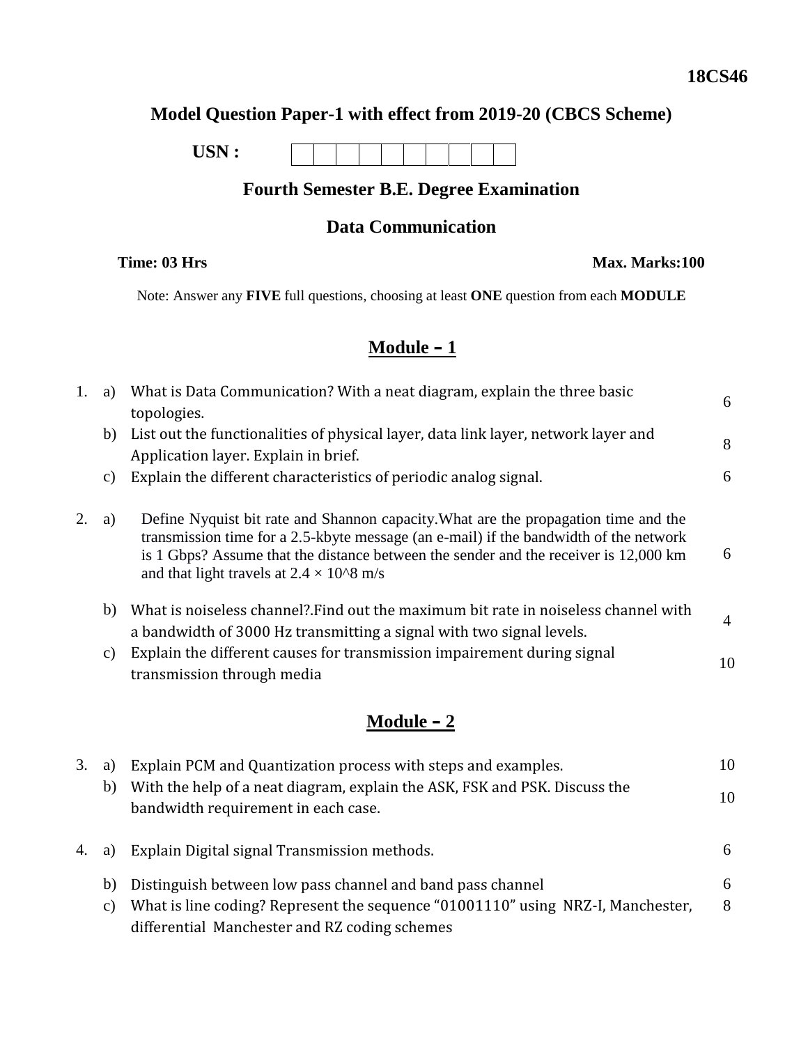**18CS46**

# Model Question Paper-1 with effect from 2019-20 (CBCS Scheme)

**USN :** | | | | | | | | | | |

## Fourth Semester B.E. Degree Examination

## Data Communication

**Time: 03 Hrs** **Max. Marks:100**

Note: Answer any **FIVE** full questions, choosing at least **ONE** question from each **MODULE**

## Module – 1

| | | | |
|---|---|---|---|
| 1. | a) | What is Data Communication? With a neat diagram, explain the three basic topologies. | 6 |
| | b) | List out the functionalities of physical layer, data link layer, network layer and Application layer. Explain in brief. | 8 |
| | c) | Explain the different characteristics of periodic analog signal. | 6 |
| 2. | a) | Define Nyquist bit rate and Shannon capacity.What are the propagation time and the transmission time for a 2.5-kbyte message (an e-mail) if the bandwidth of the network is 1 Gbps? Assume that the distance between the sender and the receiver is 12,000 km and that light travels at $2.4 \times 10^8$ m/s | 6 |
| | b) | What is noiseless channel?.Find out the maximum bit rate in noiseless channel with a bandwidth of 3000 Hz transmitting a signal with two signal levels. | 4 |
| | c) | Explain the different causes for transmission impairement during signal transmission through media | 10 |

## Module – 2

| | | | |
|---|---|---|---|
| 3. | a) | Explain PCM and Quantization process with steps and examples. | 10 |
| | b) | With the help of a neat diagram, explain the ASK, FSK and PSK. Discuss the bandwidth requirement in each case. | 10 |
| 4. | a) | Explain Digital signal Transmission methods. | 6 |
| | b) | Distinguish between low pass channel and band pass channel | 6 |
| | c) | What is line coding? Represent the sequence "01001110" using NRZ-I, Manchester, differential Manchester and RZ coding schemes | 8 |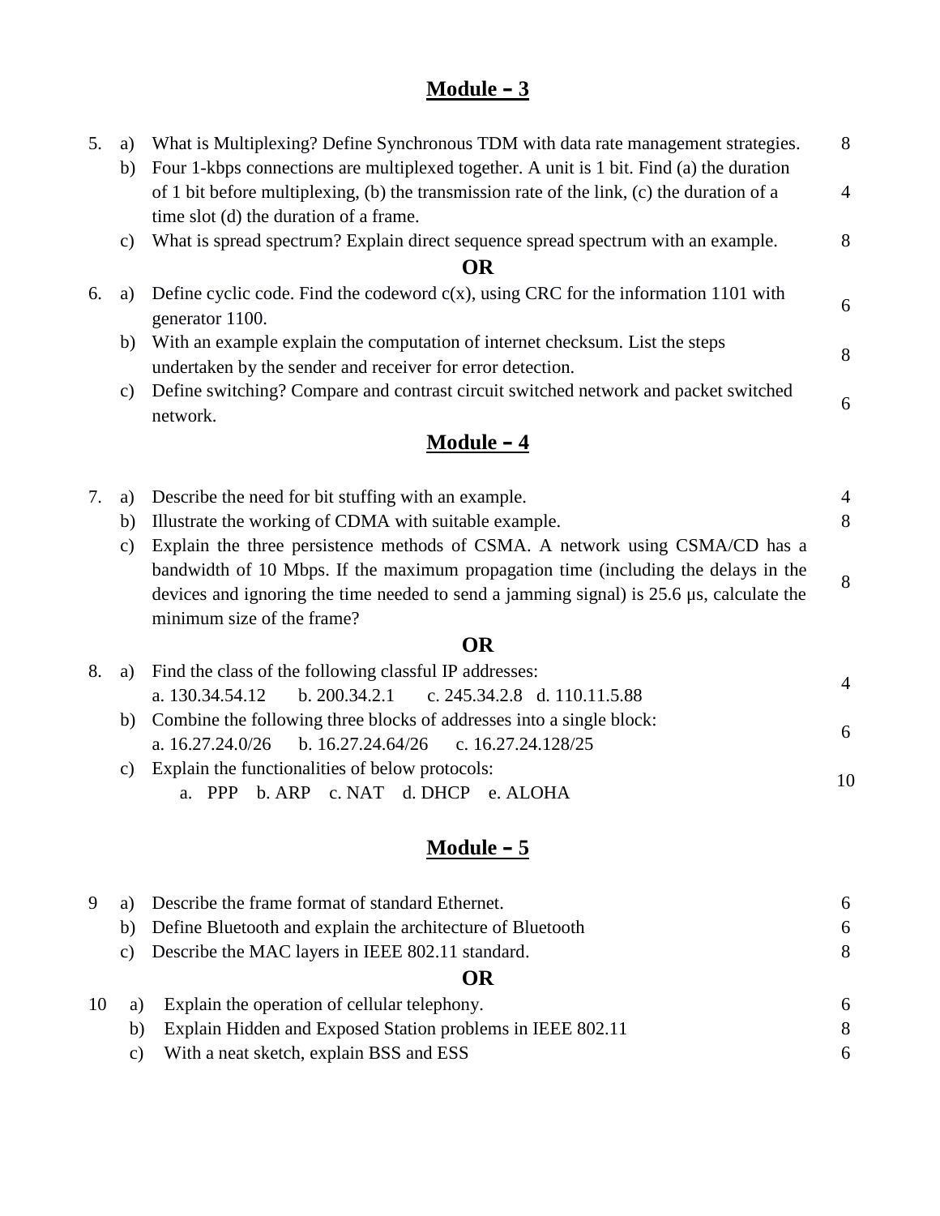## Module – 3

| | | | |
|---|---|---|---|
| 5. | a) | What is Multiplexing? Define Synchronous TDM with data rate management strategies. | 8 |
| | b) | Four 1-kbps connections are multiplexed together. A unit is 1 bit. Find (a) the duration of 1 bit before multiplexing, (b) the transmission rate of the link, (c) the duration of a time slot (d) the duration of a frame. | 4 |
| | c) | What is spread spectrum? Explain direct sequence spread spectrum with an example. | 8 |

**OR**

| | | | |
|---|---|---|---|
| 6. | a) | Define cyclic code. Find the codeword c(x), using CRC for the information 1101 with generator 1100. | 6 |
| | b) | With an example explain the computation of internet checksum. List the steps undertaken by the sender and receiver for error detection. | 8 |
| | c) | Define switching? Compare and contrast circuit switched network and packet switched network. | 6 |

## Module – 4

| | | | |
|---|---|---|---|
| 7. | a) | Describe the need for bit stuffing with an example. | 4 |
| | b) | Illustrate the working of CDMA with suitable example. | 8 |
| | c) | Explain the three persistence methods of CSMA. A network using CSMA/CD has a bandwidth of 10 Mbps. If the maximum propagation time (including the delays in the devices and ignoring the time needed to send a jamming signal) is 25.6 μs, calculate the minimum size of the frame? | 8 |

**OR**

| | | | |
|---|---|---|---|
| 8. | a) | Find the class of the following classful IP addresses:<br>a. 130.34.54.12 b. 200.34.2.1 c. 245.34.2.8 d. 110.11.5.88 | 4 |
| | b) | Combine the following three blocks of addresses into a single block:<br>a. 16.27.24.0/26 b. 16.27.24.64/26 c. 16.27.24.128/25 | 6 |
| | c) | Explain the functionalities of below protocols:<br>a. PPP b. ARP c. NAT d. DHCP e. ALOHA | 10 |

## Module – 5

| | | | |
|---|---|---|---|
| 9 | a) | Describe the frame format of standard Ethernet. | 6 |
| | b) | Define Bluetooth and explain the architecture of Bluetooth | 6 |
| | c) | Describe the MAC layers in IEEE 802.11 standard. | 8 |

**OR**

| | | | |
|---|---|---|---|
| 10 | a) | Explain the operation of cellular telephony. | 6 |
| | b) | Explain Hidden and Exposed Station problems in IEEE 802.11 | 8 |
| | c) | With a neat sketch, explain BSS and ESS | 6 |